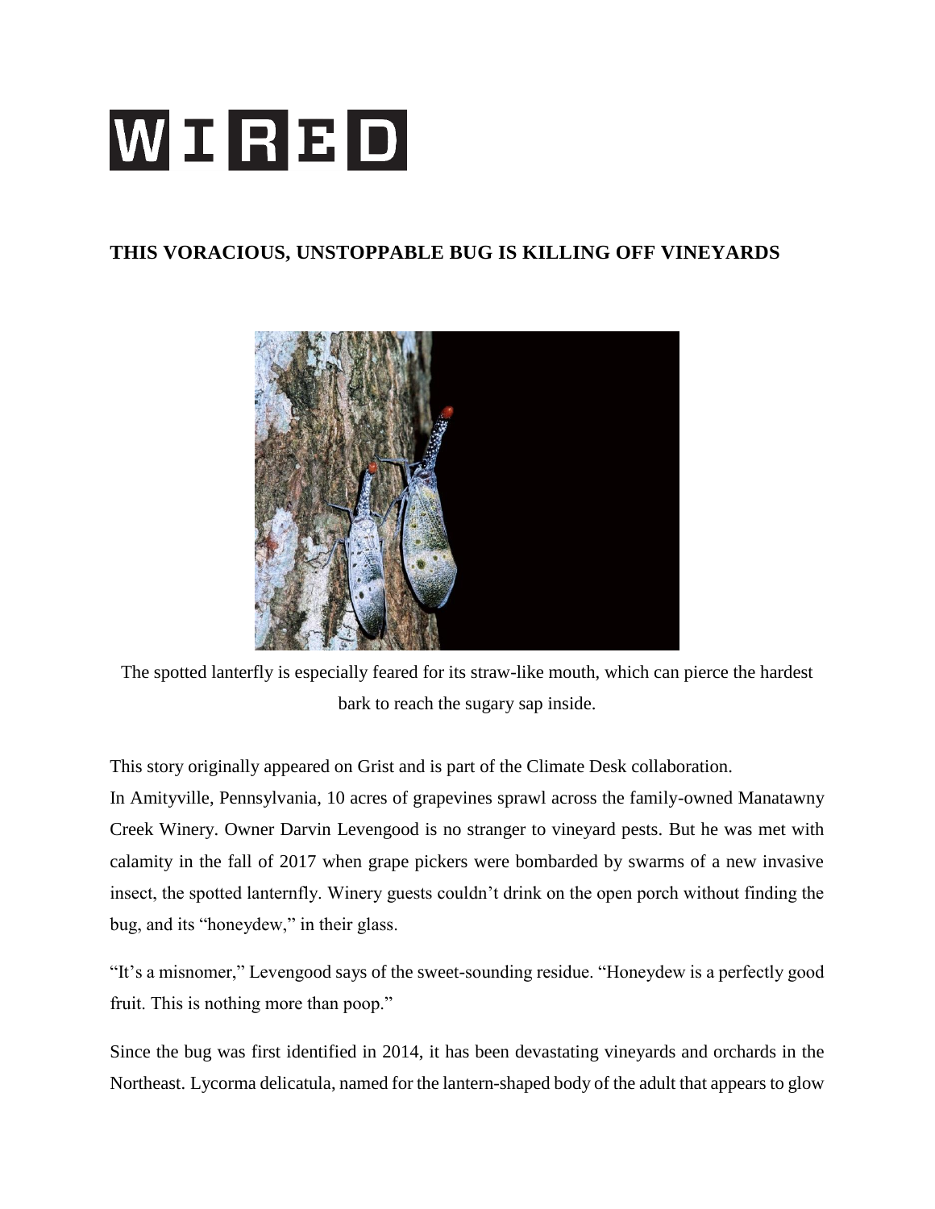# WIRED

## THIS VORACIOUS, UNSTOPPABLE BUG IS KILLING OFF VINEYARDS

The spotted lanterfly is especially feared for its straw-like mouth, which can pierce the hardest bark to reach the sugary sap inside.

This story originally appeared on Grist and is part of the Climate Desk collaboration.

In Amityville, Pennsylvania, 10 acres of grapevines sprawl across the family-owned Manatawny Creek Winery. Owner Darvin Levengood is no stranger to vineyard pests. But he was met with calamity in the fall of 2017 when grape pickers were bombarded by swarms of a new invasive insect, the spotted lanternfly. Winery guests couldn't drink on the open porch without finding the bug, and its "honeydew," in their glass.

"It's a misnomer," Levengood says of the sweet-sounding residue. "Honeydew is a perfectly good fruit. This is nothing more than poop."

Since the bug was first identified in 2014, it has been devastating vineyards and orchards in the Northeast. Lycorma delicatula, named for the lantern-shaped body of the adult that appears to glow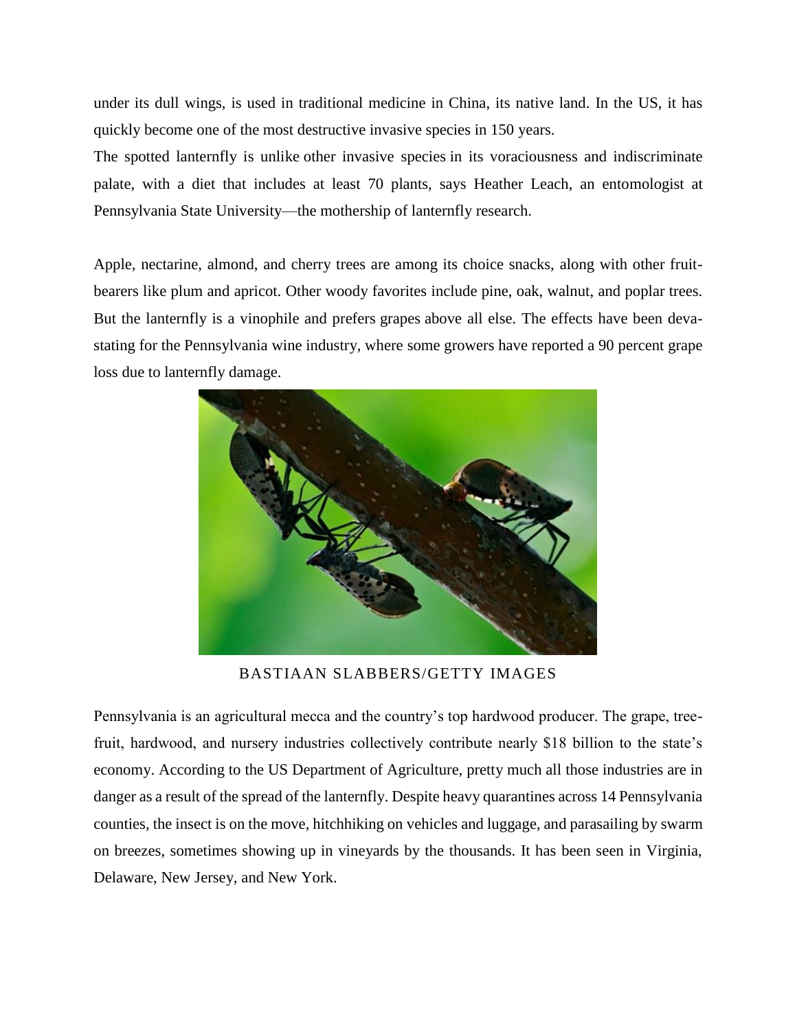under its dull wings, is used in traditional medicine in China, its native land. In the US, it has quickly become one of the most destructive invasive species in 150 years.

The spotted lanternfly is unlike other invasive species in its voraciousness and indiscriminate palate, with a diet that includes at least 70 plants, says Heather Leach, an entomologist at Pennsylvania State University—the mothership of lanternfly research.

Apple, nectarine, almond, and cherry trees are among its choice snacks, along with other fruit-bearers like plum and apricot. Other woody favorites include pine, oak, walnut, and poplar trees. But the lanternfly is a vinophile and prefers grapes above all else. The effects have been devastating for the Pennsylvania wine industry, where some growers have reported a 90 percent grape loss due to lanternfly damage.

BASTIAAN SLABBERS/GETTY IMAGES

Pennsylvania is an agricultural mecca and the country's top hardwood producer. The grape, tree-fruit, hardwood, and nursery industries collectively contribute nearly $18 billion to the state's economy. According to the US Department of Agriculture, pretty much all those industries are in danger as a result of the spread of the lanternfly. Despite heavy quarantines across 14 Pennsylvania counties, the insect is on the move, hitchhiking on vehicles and luggage, and parasailing by swarm on breezes, sometimes showing up in vineyards by the thousands. It has been seen in Virginia, Delaware, New Jersey, and New York.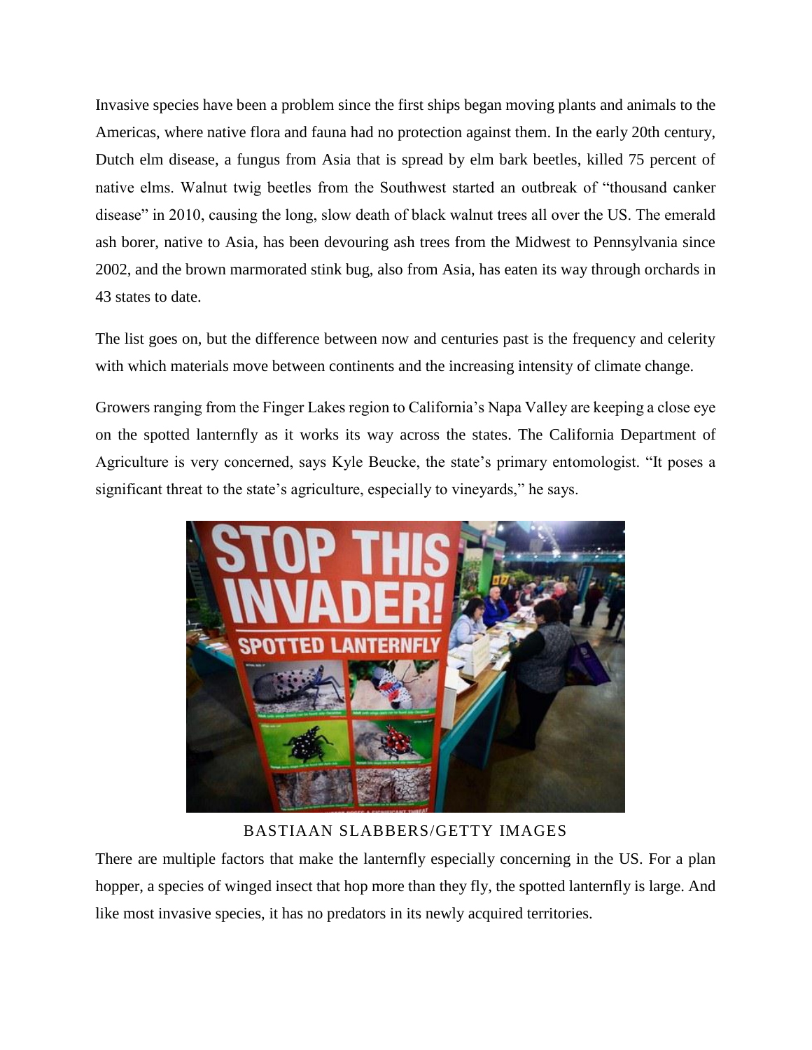Invasive species have been a problem since the first ships began moving plants and animals to the Americas, where native flora and fauna had no protection against them. In the early 20th century, Dutch elm disease, a fungus from Asia that is spread by elm bark beetles, killed 75 percent of native elms. Walnut twig beetles from the Southwest started an outbreak of "thousand canker disease" in 2010, causing the long, slow death of black walnut trees all over the US. The emerald ash borer, native to Asia, has been devouring ash trees from the Midwest to Pennsylvania since 2002, and the brown marmorated stink bug, also from Asia, has eaten its way through orchards in 43 states to date.

The list goes on, but the difference between now and centuries past is the frequency and celerity with which materials move between continents and the increasing intensity of climate change.

Growers ranging from the Finger Lakes region to California's Napa Valley are keeping a close eye on the spotted lanternfly as it works its way across the states. The California Department of Agriculture is very concerned, says Kyle Beucke, the state's primary entomologist. "It poses a significant threat to the state's agriculture, especially to vineyards," he says.

BASTIAAN SLABBERS/GETTY IMAGES

There are multiple factors that make the lanternfly especially concerning in the US. For a plan hopper, a species of winged insect that hop more than they fly, the spotted lanternfly is large. And like most invasive species, it has no predators in its newly acquired territories.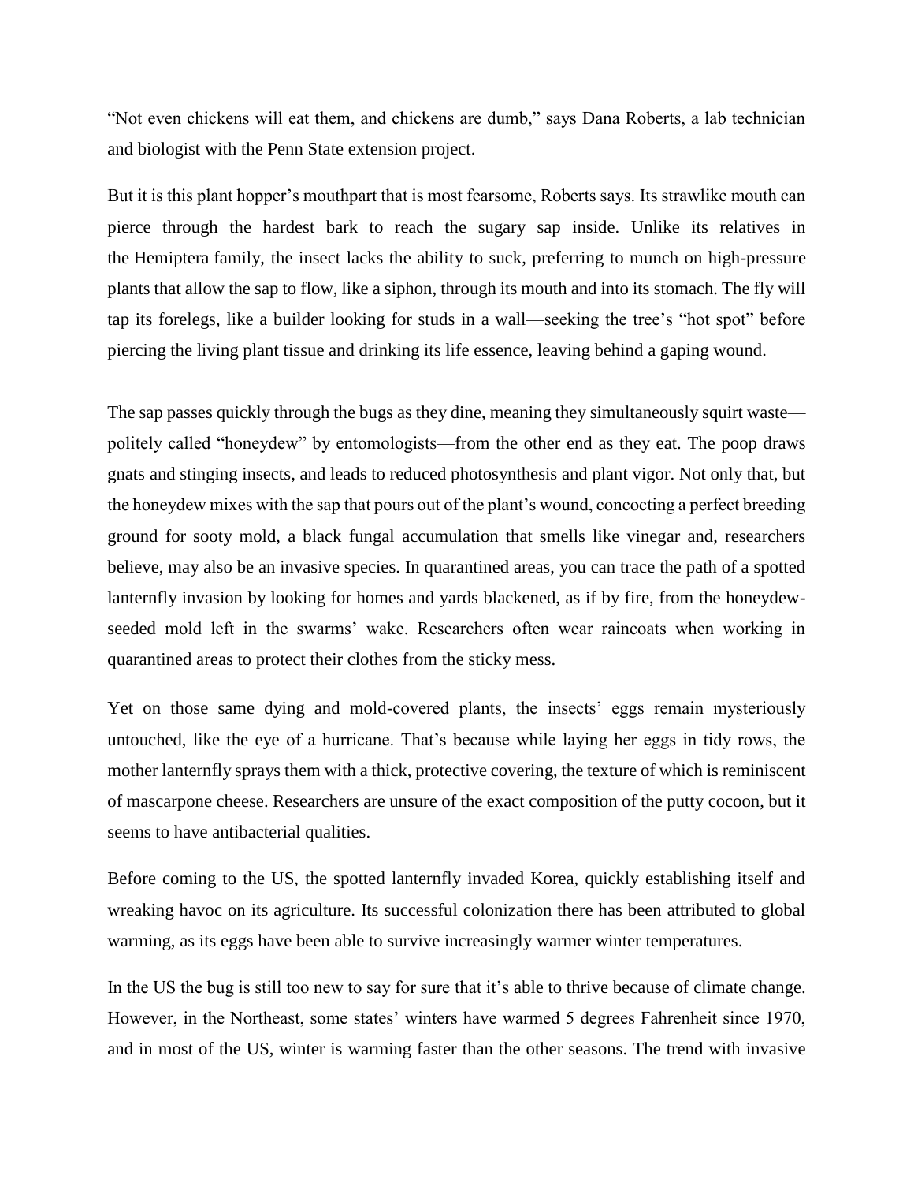"Not even chickens will eat them, and chickens are dumb," says Dana Roberts, a lab technician and biologist with the Penn State extension project.

But it is this plant hopper's mouthpart that is most fearsome, Roberts says. Its strawlike mouth can pierce through the hardest bark to reach the sugary sap inside. Unlike its relatives in the Hemiptera family, the insect lacks the ability to suck, preferring to munch on high-pressure plants that allow the sap to flow, like a siphon, through its mouth and into its stomach. The fly will tap its forelegs, like a builder looking for studs in a wall—seeking the tree's "hot spot" before piercing the living plant tissue and drinking its life essence, leaving behind a gaping wound.

The sap passes quickly through the bugs as they dine, meaning they simultaneously squirt waste—politely called "honeydew" by entomologists—from the other end as they eat. The poop draws gnats and stinging insects, and leads to reduced photosynthesis and plant vigor. Not only that, but the honeydew mixes with the sap that pours out of the plant's wound, concocting a perfect breeding ground for sooty mold, a black fungal accumulation that smells like vinegar and, researchers believe, may also be an invasive species. In quarantined areas, you can trace the path of a spotted lanternfly invasion by looking for homes and yards blackened, as if by fire, from the honeydew-seeded mold left in the swarms' wake. Researchers often wear raincoats when working in quarantined areas to protect their clothes from the sticky mess.

Yet on those same dying and mold-covered plants, the insects' eggs remain mysteriously untouched, like the eye of a hurricane. That's because while laying her eggs in tidy rows, the mother lanternfly sprays them with a thick, protective covering, the texture of which is reminiscent of mascarpone cheese. Researchers are unsure of the exact composition of the putty cocoon, but it seems to have antibacterial qualities.

Before coming to the US, the spotted lanternfly invaded Korea, quickly establishing itself and wreaking havoc on its agriculture. Its successful colonization there has been attributed to global warming, as its eggs have been able to survive increasingly warmer winter temperatures.

In the US the bug is still too new to say for sure that it's able to thrive because of climate change. However, in the Northeast, some states' winters have warmed 5 degrees Fahrenheit since 1970, and in most of the US, winter is warming faster than the other seasons. The trend with invasive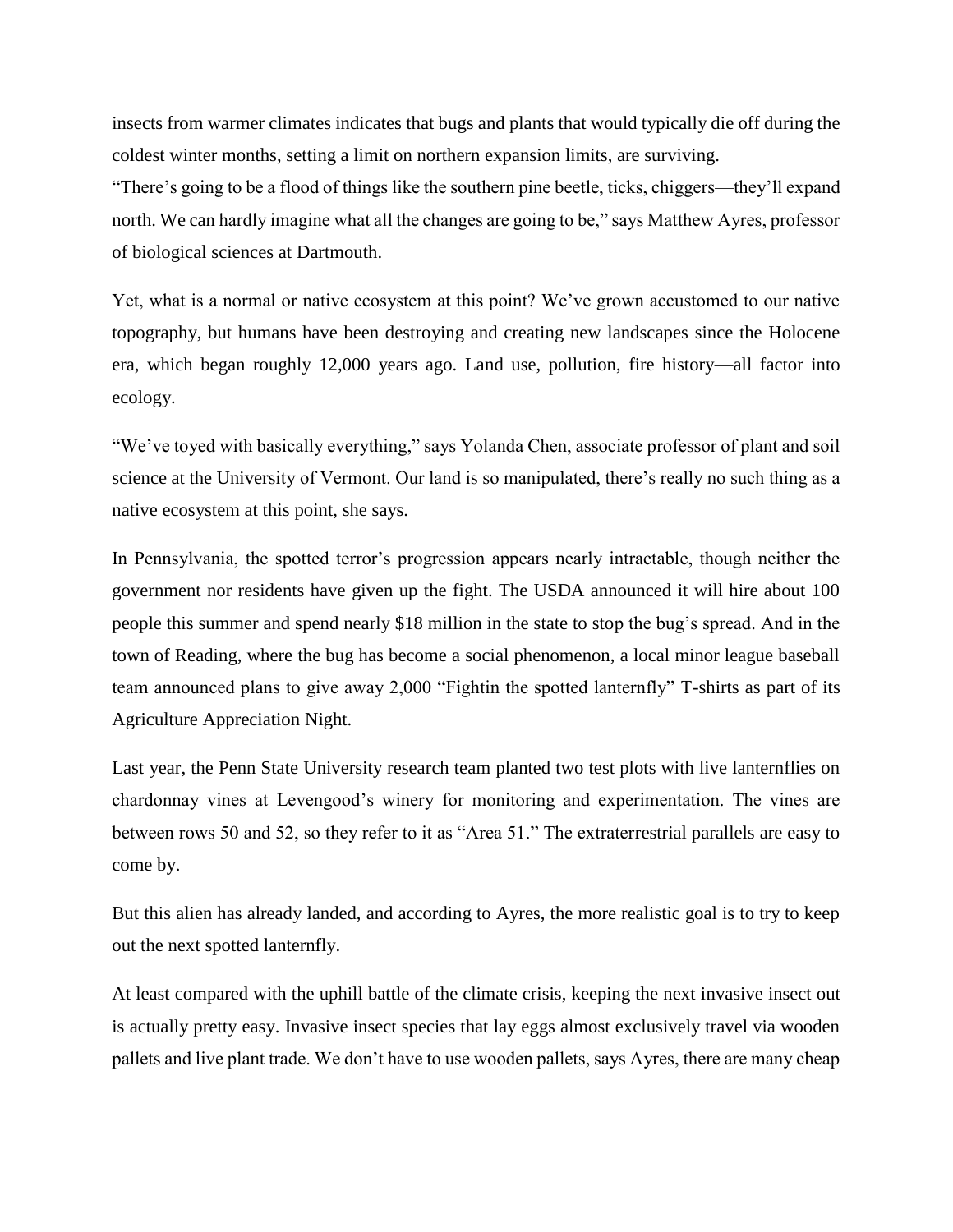insects from warmer climates indicates that bugs and plants that would typically die off during the coldest winter months, setting a limit on northern expansion limits, are surviving.
“There’s going to be a flood of things like the southern pine beetle, ticks, chiggers—they’ll expand north. We can hardly imagine what all the changes are going to be,” says Matthew Ayres, professor of biological sciences at Dartmouth.

Yet, what is a normal or native ecosystem at this point? We’ve grown accustomed to our native topography, but humans have been destroying and creating new landscapes since the Holocene era, which began roughly 12,000 years ago. Land use, pollution, fire history—all factor into ecology.

“We’ve toyed with basically everything,” says Yolanda Chen, associate professor of plant and soil science at the University of Vermont. Our land is so manipulated, there’s really no such thing as a native ecosystem at this point, she says.

In Pennsylvania, the spotted terror’s progression appears nearly intractable, though neither the government nor residents have given up the fight. The USDA announced it will hire about 100 people this summer and spend nearly $18 million in the state to stop the bug’s spread. And in the town of Reading, where the bug has become a social phenomenon, a local minor league baseball team announced plans to give away 2,000 “Fightin the spotted lanternfly” T-shirts as part of its Agriculture Appreciation Night.

Last year, the Penn State University research team planted two test plots with live lanternflies on chardonnay vines at Levengood’s winery for monitoring and experimentation. The vines are between rows 50 and 52, so they refer to it as “Area 51.” The extraterrestrial parallels are easy to come by.

But this alien has already landed, and according to Ayres, the more realistic goal is to try to keep out the next spotted lanternfly.

At least compared with the uphill battle of the climate crisis, keeping the next invasive insect out is actually pretty easy. Invasive insect species that lay eggs almost exclusively travel via wooden pallets and live plant trade. We don’t have to use wooden pallets, says Ayres, there are many cheap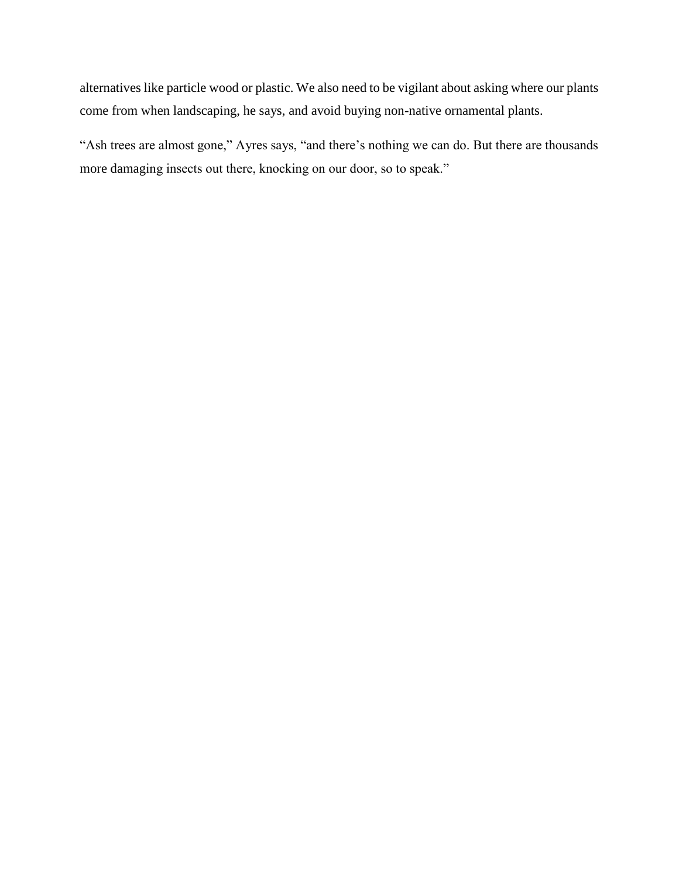alternatives like particle wood or plastic. We also need to be vigilant about asking where our plants come from when landscaping, he says, and avoid buying non-native ornamental plants.

"Ash trees are almost gone," Ayres says, "and there's nothing we can do. But there are thousands more damaging insects out there, knocking on our door, so to speak."